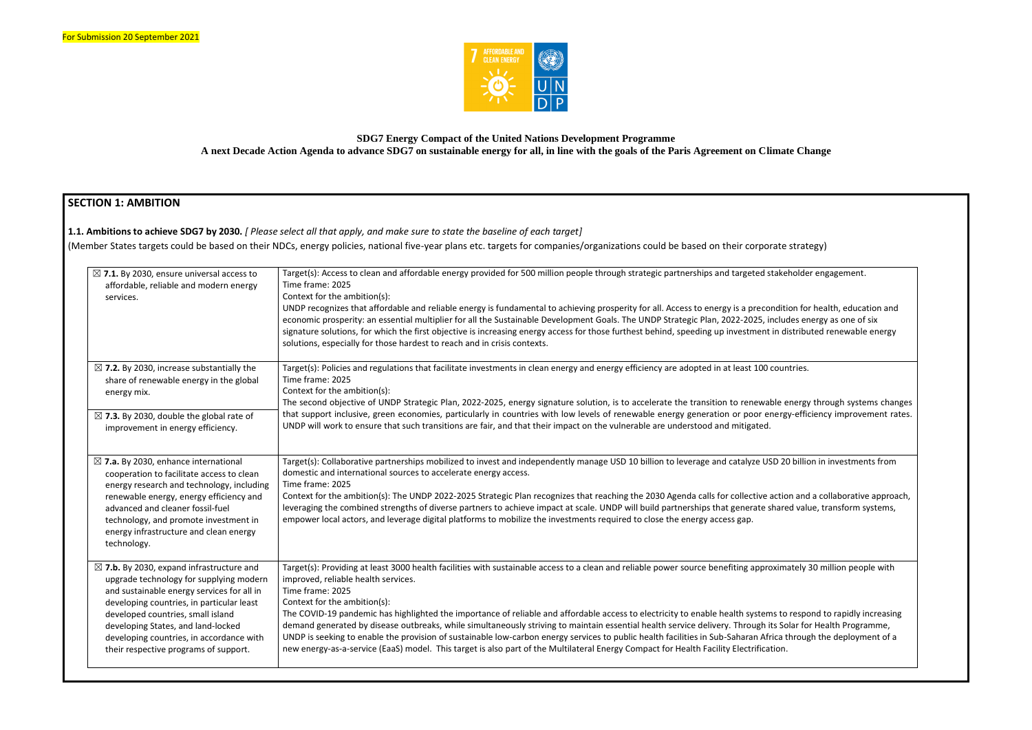For Submission 20 September 2021

**SDG7 Energy Compact of the United Nations Development Programme**
**A next Decade Action Agenda to advance SDG7 on sustainable energy for all, in line with the goals of the Paris Agreement on Climate Change**

## SECTION 1: AMBITION

**1.1. Ambitions to achieve SDG7 by 2030.** *[ Please select all that apply, and make sure to state the baseline of each target]*
(Member States targets could be based on their NDCs, energy policies, national five-year plans etc. targets for companies/organizations could be based on their corporate strategy)

| | |
|---|---|
| ☒ **7.1.** By 2030, ensure universal access to affordable, reliable and modern energy services. | Target(s): Access to clean and affordable energy provided for 500 million people through strategic partnerships and targeted stakeholder engagement.<br>Time frame: 2025<br>Context for the ambition(s):<br>UNDP recognizes that affordable and reliable energy is fundamental to achieving prosperity for all. Access to energy is a precondition for health, education and economic prosperity: an essential multiplier for all the Sustainable Development Goals. The UNDP Strategic Plan, 2022-2025, includes energy as one of six signature solutions, for which the first objective is increasing energy access for those furthest behind, speeding up investment in distributed renewable energy solutions, especially for those hardest to reach and in crisis contexts. |
| ☒ **7.2.** By 2030, increase substantially the share of renewable energy in the global energy mix.<br><br>☒ **7.3.** By 2030, double the global rate of improvement in energy efficiency. | Target(s): Policies and regulations that facilitate investments in clean energy and energy efficiency are adopted in at least 100 countries.<br>Time frame: 2025<br>Context for the ambition(s):<br>The second objective of UNDP Strategic Plan, 2022-2025, energy signature solution, is to accelerate the transition to renewable energy through systems changes that support inclusive, green economies, particularly in countries with low levels of renewable energy generation or poor energy-efficiency improvement rates. UNDP will work to ensure that such transitions are fair, and that their impact on the vulnerable are understood and mitigated. |
| ☒ **7.a.** By 2030, enhance international cooperation to facilitate access to clean energy research and technology, including renewable energy, energy efficiency and advanced and cleaner fossil-fuel technology, and promote investment in energy infrastructure and clean energy technology. | Target(s): Collaborative partnerships mobilized to invest and independently manage USD 10 billion to leverage and catalyze USD 20 billion in investments from domestic and international sources to accelerate energy access.<br>Time frame: 2025<br>Context for the ambition(s): The UNDP 2022-2025 Strategic Plan recognizes that reaching the 2030 Agenda calls for collective action and a collaborative approach, leveraging the combined strengths of diverse partners to achieve impact at scale. UNDP will build partnerships that generate shared value, transform systems, empower local actors, and leverage digital platforms to mobilize the investments required to close the energy access gap. |
| ☒ **7.b.** By 2030, expand infrastructure and upgrade technology for supplying modern and sustainable energy services for all in developing countries, in particular least developed countries, small island developing States, and land-locked developing countries, in accordance with their respective programs of support. | Target(s): Providing at least 3000 health facilities with sustainable access to a clean and reliable power source benefiting approximately 30 million people with improved, reliable health services.<br>Time frame: 2025<br>Context for the ambition(s):<br>The COVID-19 pandemic has highlighted the importance of reliable and affordable access to electricity to enable health systems to respond to rapidly increasing demand generated by disease outbreaks, while simultaneously striving to maintain essential health service delivery. Through its Solar for Health Programme, UNDP is seeking to enable the provision of sustainable low-carbon energy services to public health facilities in Sub-Saharan Africa through the deployment of a new energy-as-a-service (EaaS) model. This target is also part of the Multilateral Energy Compact for Health Facility Electrification. |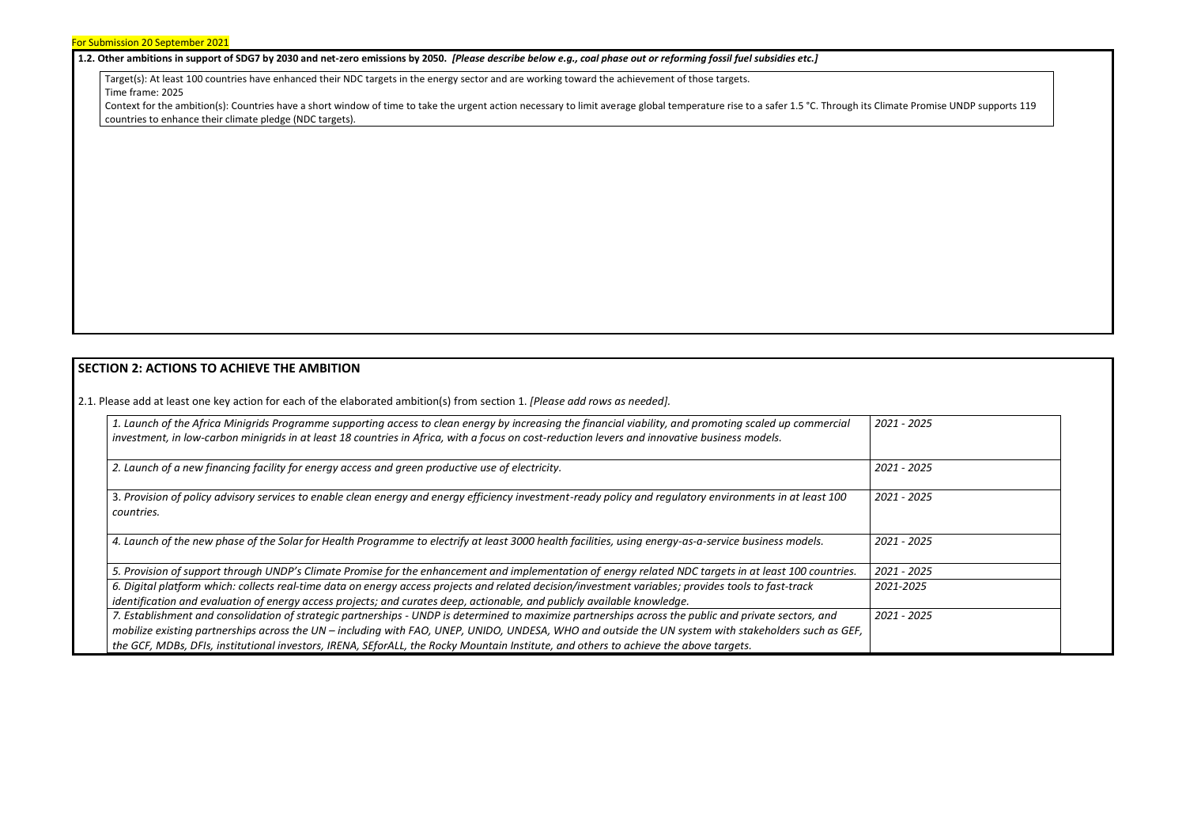For Submission 20 September 2021

**1.2. Other ambitions in support of SDG7 by 2030 and net-zero emissions by 2050.** ***[Please describe below e.g., coal phase out or reforming fossil fuel subsidies etc.]***

Target(s): At least 100 countries have enhanced their NDC targets in the energy sector and are working toward the achievement of those targets.
Time frame: 2025
Context for the ambition(s): Countries have a short window of time to take the urgent action necessary to limit average global temperature rise to a safer 1.5 °C. Through its Climate Promise UNDP supports 119 countries to enhance their climate pledge (NDC targets).

## SECTION 2: ACTIONS TO ACHIEVE THE AMBITION

2.1. Please add at least one key action for each of the elaborated ambition(s) from section 1. *[Please add rows as needed].*

| | |
|---|---|
| *1. Launch of the Africa Minigrids Programme supporting access to clean energy by increasing the financial viability, and promoting scaled up commercial investment, in low-carbon minigrids in at least 18 countries in Africa, with a focus on cost-reduction levers and innovative business models.* | *2021 - 2025* |
| *2. Launch of a new financing facility for energy access and green productive use of electricity.* | *2021 - 2025* |
| 3. *Provision of policy advisory services to enable clean energy and energy efficiency investment-ready policy and regulatory environments in at least 100 countries.* | *2021 - 2025* |
| *4. Launch of the new phase of the Solar for Health Programme to electrify at least 3000 health facilities, using energy-as-a-service business models.* | *2021 - 2025* |
| *5. Provision of support through UNDP's Climate Promise for the enhancement and implementation of energy related NDC targets in at least 100 countries.* | *2021 - 2025* |
| *6. Digital platform which: collects real-time data on energy access projects and related decision/investment variables; provides tools to fast-track identification and evaluation of energy access projects; and curates deep, actionable, and publicly available knowledge.* | *2021-2025* |
| *7. Establishment and consolidation of strategic partnerships - UNDP is determined to maximize partnerships across the public and private sectors, and mobilize existing partnerships across the UN – including with FAO, UNEP, UNIDO, UNDESA, WHO and outside the UN system with stakeholders such as GEF, the GCF, MDBs, DFIs, institutional investors, IRENA, SEforALL, the Rocky Mountain Institute, and others to achieve the above targets.* | *2021 - 2025* |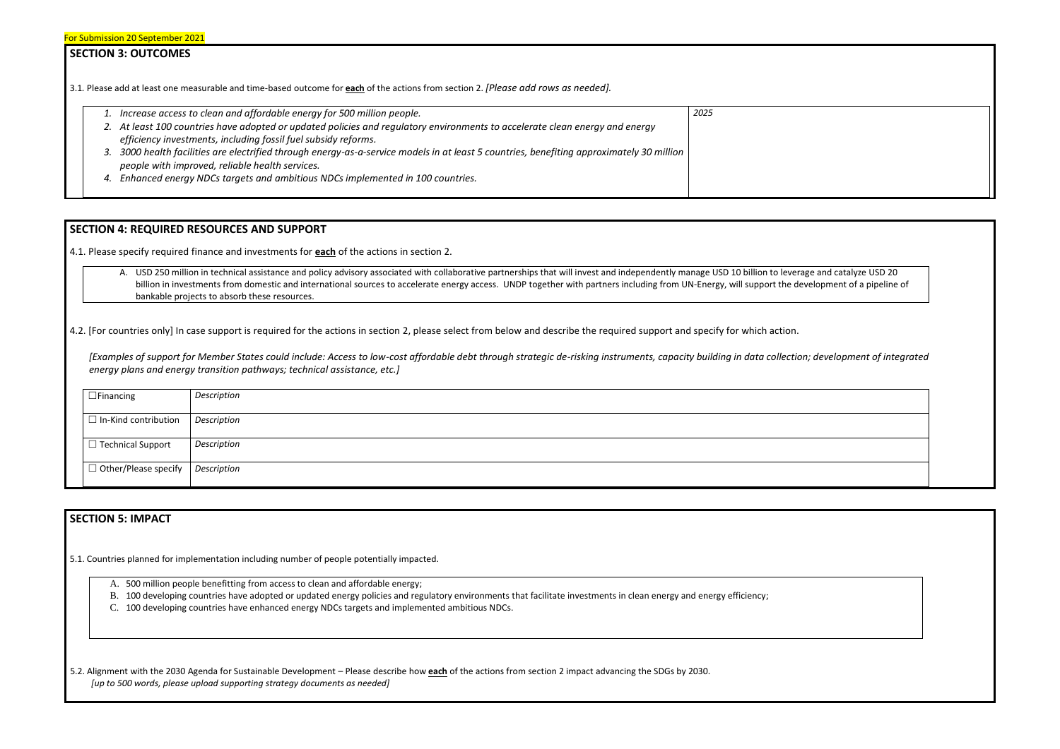For Submission 20 September 2021

## SECTION 3: OUTCOMES

3.1. Please add at least one measurable and time-based outcome for **each** of the actions from section 2. *[Please add rows as needed].*

| | |
|---|---|
| *1. Increase access to clean and affordable energy for 500 million people.*<br>*2. At least 100 countries have adopted or updated policies and regulatory environments to accelerate clean energy and energy efficiency investments, including fossil fuel subsidy reforms.*<br>*3. 3000 health facilities are electrified through energy-as-a-service models in at least 5 countries, benefiting approximately 30 million people with improved, reliable health services.*<br>*4. Enhanced energy NDCs targets and ambitious NDCs implemented in 100 countries.* | *2025* |

## SECTION 4: REQUIRED RESOURCES AND SUPPORT

4.1. Please specify required finance and investments for **each** of the actions in section 2.

A. USD 250 million in technical assistance and policy advisory associated with collaborative partnerships that will invest and independently manage USD 10 billion to leverage and catalyze USD 20 billion in investments from domestic and international sources to accelerate energy access. UNDP together with partners including from UN-Energy, will support the development of a pipeline of bankable projects to absorb these resources.

4.2. [For countries only] In case support is required for the actions in section 2, please select from below and describe the required support and specify for which action.

*[Examples of support for Member States could include: Access to low-cost affordable debt through strategic de-risking instruments, capacity building in data collection; development of integrated energy plans and energy transition pathways; technical assistance, etc.]*

| | |
|---|---|
| ☐ Financing | *Description* |
| ☐ In-Kind contribution | *Description* |
| ☐ Technical Support | *Description* |
| ☐ Other/Please specify | *Description* |

## SECTION 5: IMPACT

5.1. Countries planned for implementation including number of people potentially impacted.

A. 500 million people benefitting from access to clean and affordable energy;
B. 100 developing countries have adopted or updated energy policies and regulatory environments that facilitate investments in clean energy and energy efficiency;
C. 100 developing countries have enhanced energy NDCs targets and implemented ambitious NDCs.

5.2. Alignment with the 2030 Agenda for Sustainable Development – Please describe how **each** of the actions from section 2 impact advancing the SDGs by 2030.
*[up to 500 words, please upload supporting strategy documents as needed]*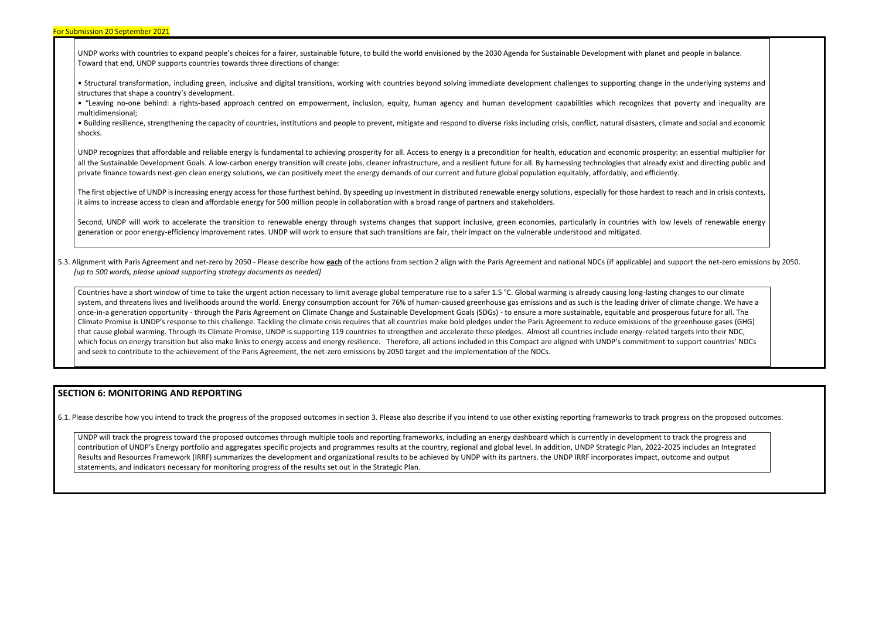UNDP works with countries to expand people's choices for a fairer, sustainable future, to build the world envisioned by the 2030 Agenda for Sustainable Development with planet and people in balance. Toward that end, UNDP supports countries towards three directions of change:

• Structural transformation, including green, inclusive and digital transitions, working with countries beyond solving immediate development challenges to supporting change in the underlying systems and structures that shape a country's development.

• "Leaving no-one behind: a rights-based approach centred on empowerment, inclusion, equity, human agency and human development capabilities which recognizes that poverty and inequality are multidimensional;

• Building resilience, strengthening the capacity of countries, institutions and people to prevent, mitigate and respond to diverse risks including crisis, conflict, natural disasters, climate and social and economic shocks.

UNDP recognizes that affordable and reliable energy is fundamental to achieving prosperity for all. Access to energy is a precondition for health, education and economic prosperity: an essential multiplier for all the Sustainable Development Goals. A low-carbon energy transition will create jobs, cleaner infrastructure, and a resilient future for all. By harnessing technologies that already exist and directing public and private finance towards next-gen clean energy solutions, we can positively meet the energy demands of our current and future global population equitably, affordably, and efficiently.

The first objective of UNDP is increasing energy access for those furthest behind. By speeding up investment in distributed renewable energy solutions, especially for those hardest to reach and in crisis contexts, it aims to increase access to clean and affordable energy for 500 million people in collaboration with a broad range of partners and stakeholders.

Second, UNDP will work to accelerate the transition to renewable energy through systems changes that support inclusive, green economies, particularly in countries with low levels of renewable energy generation or poor energy-efficiency improvement rates. UNDP will work to ensure that such transitions are fair, their impact on the vulnerable understood and mitigated.

5.3. Alignment with Paris Agreement and net-zero by 2050 - Please describe how **each** of the actions from section 2 align with the Paris Agreement and national NDCs (if applicable) and support the net-zero emissions by 2050.
*[up to 500 words, please upload supporting strategy documents as needed]*

Countries have a short window of time to take the urgent action necessary to limit average global temperature rise to a safer 1.5 °C. Global warming is already causing long-lasting changes to our climate system, and threatens lives and livelihoods around the world. Energy consumption account for 76% of human-caused greenhouse gas emissions and as such is the leading driver of climate change. We have a once-in-a generation opportunity - through the Paris Agreement on Climate Change and Sustainable Development Goals (SDGs) - to ensure a more sustainable, equitable and prosperous future for all. The Climate Promise is UNDP's response to this challenge. Tackling the climate crisis requires that all countries make bold pledges under the Paris Agreement to reduce emissions of the greenhouse gases (GHG) that cause global warming. Through its Climate Promise, UNDP is supporting 119 countries to strengthen and accelerate these pledges. Almost all countries include energy-related targets into their NDC, which focus on energy transition but also make links to energy access and energy resilience. Therefore, all actions included in this Compact are aligned with UNDP's commitment to support countries' NDCs and seek to contribute to the achievement of the Paris Agreement, the net-zero emissions by 2050 target and the implementation of the NDCs.

## SECTION 6: MONITORING AND REPORTING

6.1. Please describe how you intend to track the progress of the proposed outcomes in section 3. Please also describe if you intend to use other existing reporting frameworks to track progress on the proposed outcomes.

UNDP will track the progress toward the proposed outcomes through multiple tools and reporting frameworks, including an energy dashboard which is currently in development to track the progress and contribution of UNDP's Energy portfolio and aggregates specific projects and programmes results at the country, regional and global level. In addition, UNDP Strategic Plan, 2022-2025 includes an Integrated Results and Resources Framework (IRRF) summarizes the development and organizational results to be achieved by UNDP with its partners. the UNDP IRRF incorporates impact, outcome and output statements, and indicators necessary for monitoring progress of the results set out in the Strategic Plan.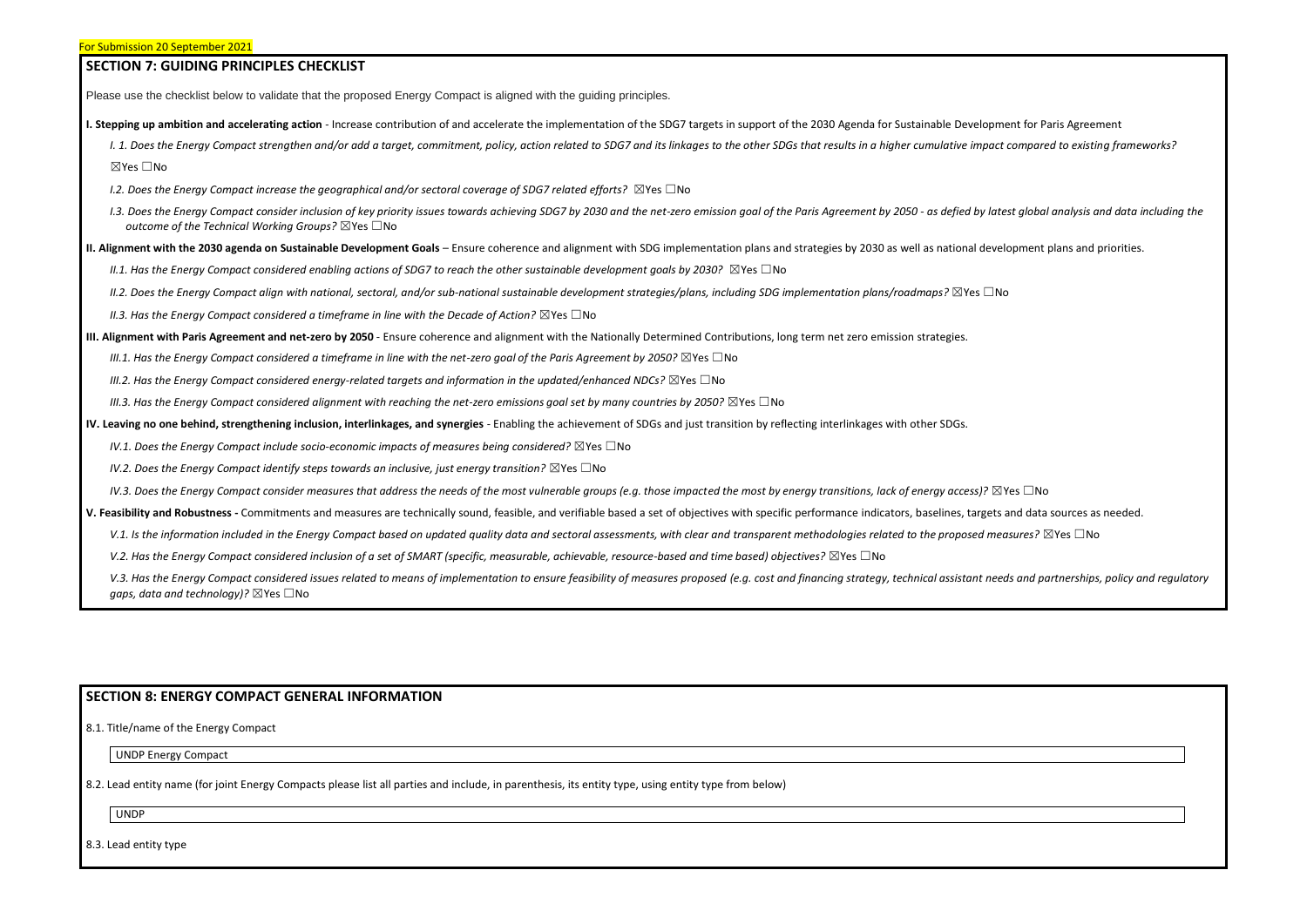For Submission 20 September 2021

## SECTION 7: GUIDING PRINCIPLES CHECKLIST

Please use the checklist below to validate that the proposed Energy Compact is aligned with the guiding principles.

**I. Stepping up ambition and accelerating action** - Increase contribution of and accelerate the implementation of the SDG7 targets in support of the 2030 Agenda for Sustainable Development for Paris Agreement

*I. 1. Does the Energy Compact strengthen and/or add a target, commitment, policy, action related to SDG7 and its linkages to the other SDGs that results in a higher cumulative impact compared to existing frameworks?*

☒Yes ☐No

*I.2. Does the Energy Compact increase the geographical and/or sectoral coverage of SDG7 related efforts?* ☒Yes ☐No

*I.3. Does the Energy Compact consider inclusion of key priority issues towards achieving SDG7 by 2030 and the net-zero emission goal of the Paris Agreement by 2050 - as defied by latest global analysis and data including the outcome of the Technical Working Groups?* ☒Yes ☐No

**II. Alignment with the 2030 agenda on Sustainable Development Goals** – Ensure coherence and alignment with SDG implementation plans and strategies by 2030 as well as national development plans and priorities.

*II.1. Has the Energy Compact considered enabling actions of SDG7 to reach the other sustainable development goals by 2030?* ☒Yes ☐No

*II.2. Does the Energy Compact align with national, sectoral, and/or sub-national sustainable development strategies/plans, including SDG implementation plans/roadmaps?* ☒Yes ☐No

*II.3. Has the Energy Compact considered a timeframe in line with the Decade of Action?* ☒Yes ☐No

**III. Alignment with Paris Agreement and net-zero by 2050** - Ensure coherence and alignment with the Nationally Determined Contributions, long term net zero emission strategies.

*III.1. Has the Energy Compact considered a timeframe in line with the net-zero goal of the Paris Agreement by 2050?* ☒Yes ☐No

*III.2. Has the Energy Compact considered energy-related targets and information in the updated/enhanced NDCs?* ☒Yes ☐No

*III.3. Has the Energy Compact considered alignment with reaching the net-zero emissions goal set by many countries by 2050?* ☒Yes ☐No

**IV. Leaving no one behind, strengthening inclusion, interlinkages, and synergies** - Enabling the achievement of SDGs and just transition by reflecting interlinkages with other SDGs.

*IV.1. Does the Energy Compact include socio-economic impacts of measures being considered?* ☒Yes ☐No

*IV.2. Does the Energy Compact identify steps towards an inclusive, just energy transition?* ☒Yes ☐No

*IV.3. Does the Energy Compact consider measures that address the needs of the most vulnerable groups (e.g. those impacted the most by energy transitions, lack of energy access)?* ☒Yes ☐No

**V. Feasibility and Robustness -** Commitments and measures are technically sound, feasible, and verifiable based a set of objectives with specific performance indicators, baselines, targets and data sources as needed.

*V.1. Is the information included in the Energy Compact based on updated quality data and sectoral assessments, with clear and transparent methodologies related to the proposed measures?* ☒Yes ☐No

*V.2. Has the Energy Compact considered inclusion of a set of SMART (specific, measurable, achievable, resource-based and time based) objectives?* ☒Yes ☐No

*V.3. Has the Energy Compact considered issues related to means of implementation to ensure feasibility of measures proposed (e.g. cost and financing strategy, technical assistant needs and partnerships, policy and regulatory gaps, data and technology)?* ☒Yes ☐No

## SECTION 8: ENERGY COMPACT GENERAL INFORMATION

8.1. Title/name of the Energy Compact

UNDP Energy Compact

8.2. Lead entity name (for joint Energy Compacts please list all parties and include, in parenthesis, its entity type, using entity type from below)

UNDP

8.3. Lead entity type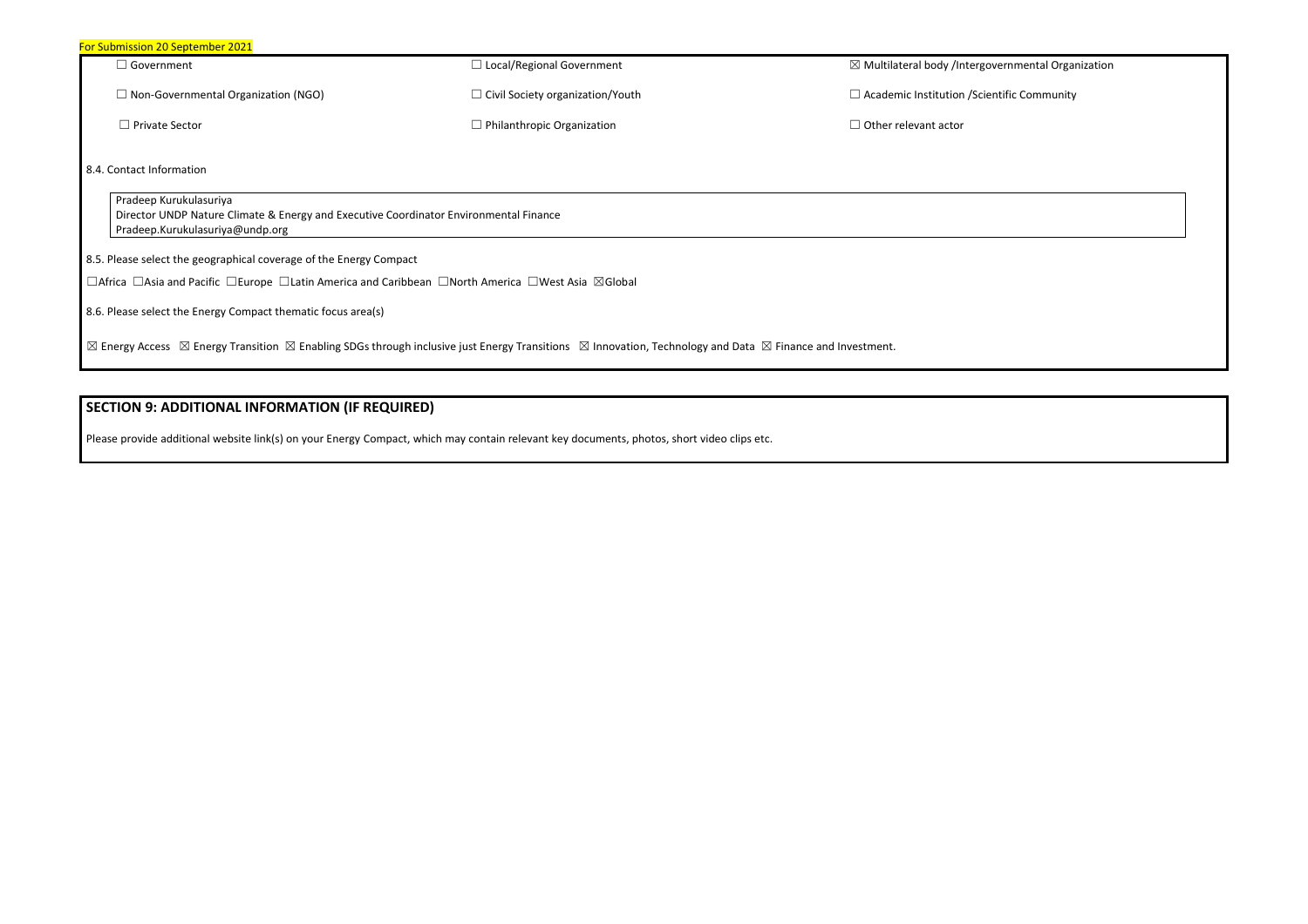For Submission 20 September 2021

| | | |
|---|---|---|
| ☐ Government | ☐ Local/Regional Government | ☒ Multilateral body /Intergovernmental Organization |
| ☐ Non-Governmental Organization (NGO) | ☐ Civil Society organization/Youth | ☐ Academic Institution /Scientific Community |
| ☐ Private Sector | ☐ Philanthropic Organization | ☐ Other relevant actor |

8.4. Contact Information

Pradeep Kurukulasuriya
Director UNDP Nature Climate & Energy and Executive Coordinator Environmental Finance
Pradeep.Kurukulasuriya@undp.org

8.5. Please select the geographical coverage of the Energy Compact

☐Africa ☐Asia and Pacific ☐Europe ☐Latin America and Caribbean ☐North America ☐West Asia ☒Global

8.6. Please select the Energy Compact thematic focus area(s)

☒ Energy Access ☒ Energy Transition ☒ Enabling SDGs through inclusive just Energy Transitions ☒ Innovation, Technology and Data ☒ Finance and Investment.

## SECTION 9: ADDITIONAL INFORMATION (IF REQUIRED)

Please provide additional website link(s) on your Energy Compact, which may contain relevant key documents, photos, short video clips etc.